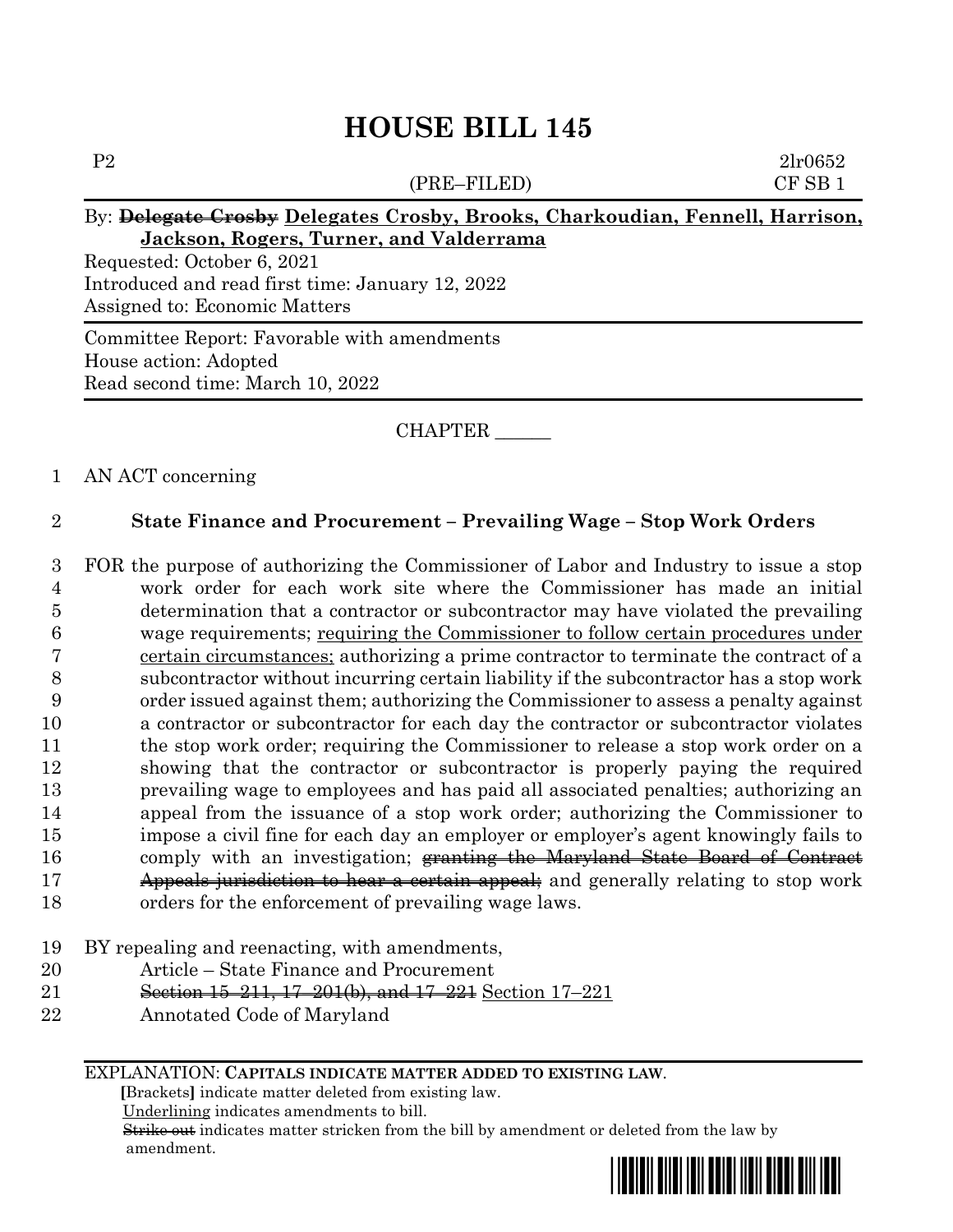# HOUSE BILL 145

P2 2lr0652
(PRE–FILED) CF SB 1

By: ~~Delegate Crosby~~ **Delegates Crosby, Brooks, Charkoudian, Fennell, Harrison, Jackson, Rogers, Turner, and Valderrama**

Requested: October 6, 2021
Introduced and read first time: January 12, 2022
Assigned to: Economic Matters

Committee Report: Favorable with amendments
House action: Adopted
Read second time: March 10, 2022

CHAPTER ______

1 AN ACT concerning

2 **State Finance and Procurement – Prevailing Wage – Stop Work Orders**

3 FOR the purpose of authorizing the Commissioner of Labor and Industry to issue a stop
4 work order for each work site where the Commissioner has made an initial
5 determination that a contractor or subcontractor may have violated the prevailing
6 wage requirements; requiring the Commissioner to follow certain procedures under
7 certain circumstances; authorizing a prime contractor to terminate the contract of a
8 subcontractor without incurring certain liability if the subcontractor has a stop work
9 order issued against them; authorizing the Commissioner to assess a penalty against
10 a contractor or subcontractor for each day the contractor or subcontractor violates
11 the stop work order; requiring the Commissioner to release a stop work order on a
12 showing that the contractor or subcontractor is properly paying the required
13 prevailing wage to employees and has paid all associated penalties; authorizing an
14 appeal from the issuance of a stop work order; authorizing the Commissioner to
15 impose a civil fine for each day an employer or employer's agent knowingly fails to
16 comply with an investigation; ~~granting the Maryland State Board of Contract~~
17 ~~Appeals jurisdiction to hear a certain appeal;~~ and generally relating to stop work
18 orders for the enforcement of prevailing wage laws.

19 BY repealing and reenacting, with amendments,
20 Article – State Finance and Procurement
21 ~~Section 15–211, 17–201(b), and 17–221~~ Section 17–221
22 Annotated Code of Maryland

EXPLANATION: **CAPITALS INDICATE MATTER ADDED TO EXISTING LAW.**
**[**Brackets**]** indicate matter deleted from existing law.
Underlining indicates amendments to bill.
~~Strike out~~ indicates matter stricken from the bill by amendment or deleted from the law by amendment.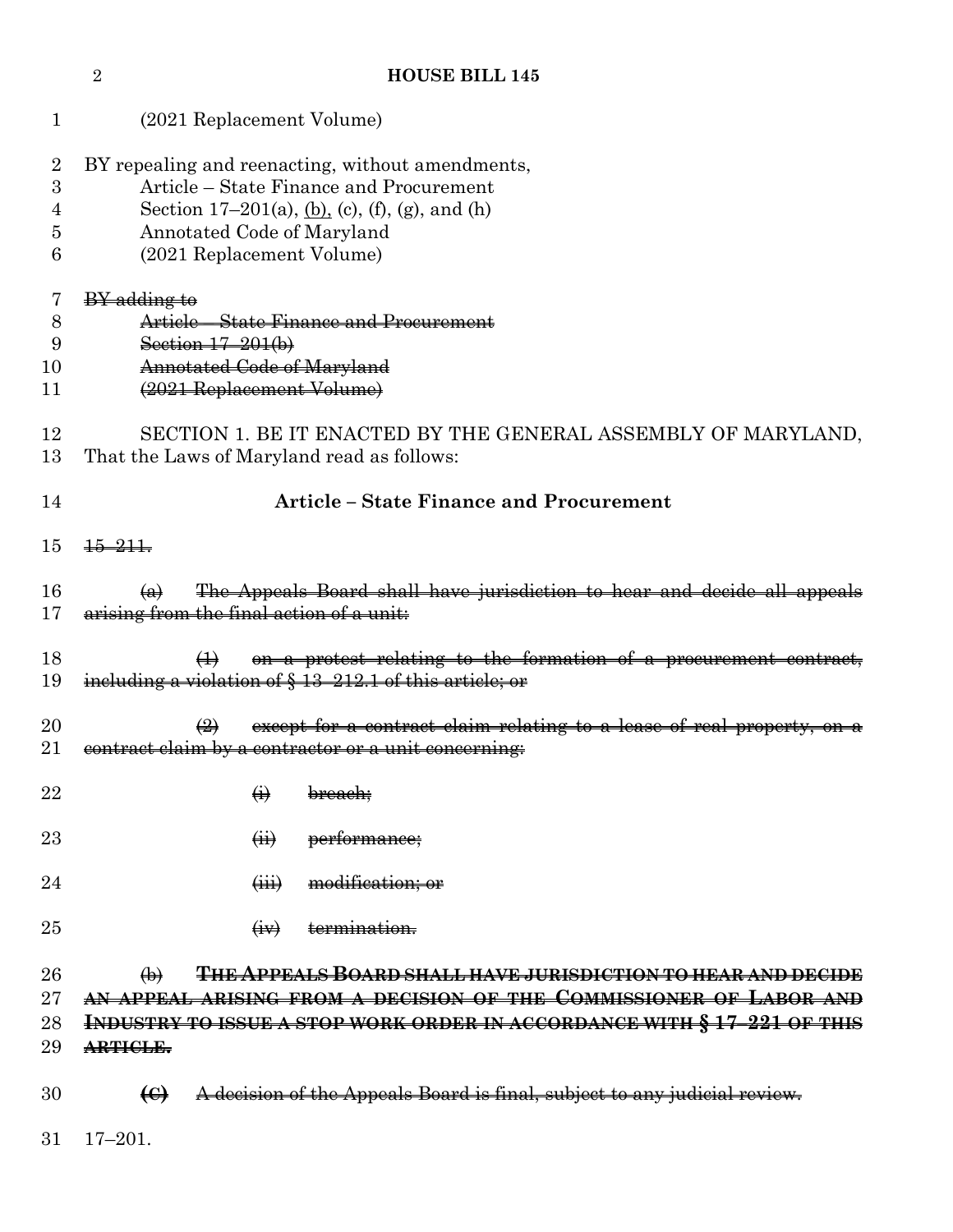(2021 Replacement Volume)

BY repealing and reenacting, without amendments,
Article – State Finance and Procurement
Section 17–201(a), (b), (c), (f), (g), and (h)
Annotated Code of Maryland
(2021 Replacement Volume)

~~BY adding to~~
~~Article – State Finance and Procurement~~
~~Section 17–201(b)~~
~~Annotated Code of Maryland~~
~~(2021 Replacement Volume)~~

SECTION 1. BE IT ENACTED BY THE GENERAL ASSEMBLY OF MARYLAND, That the Laws of Maryland read as follows:

**Article – State Finance and Procurement**

~~15–211.~~

~~(a) The Appeals Board shall have jurisdiction to hear and decide all appeals arising from the final action of a unit:~~

~~(1) on a protest relating to the formation of a procurement contract, including a violation of § 13–212.1 of this article; or~~

~~(2) except for a contract claim relating to a lease of real property, on a contract claim by a contractor or a unit concerning:~~

~~(i) breach;~~

~~(ii) performance;~~

~~(iii) modification; or~~

~~(iv) termination.~~

~~(b)~~ ~~**THE APPEALS BOARD SHALL HAVE JURISDICTION TO HEAR AND DECIDE AN APPEAL ARISING FROM A DECISION OF THE COMMISSIONER OF LABOR AND INDUSTRY TO ISSUE A STOP WORK ORDER IN ACCORDANCE WITH § 17–221 OF THIS ARTICLE.**~~

~~**(C)**~~ ~~A decision of the Appeals Board is final, subject to any judicial review.~~

17–201.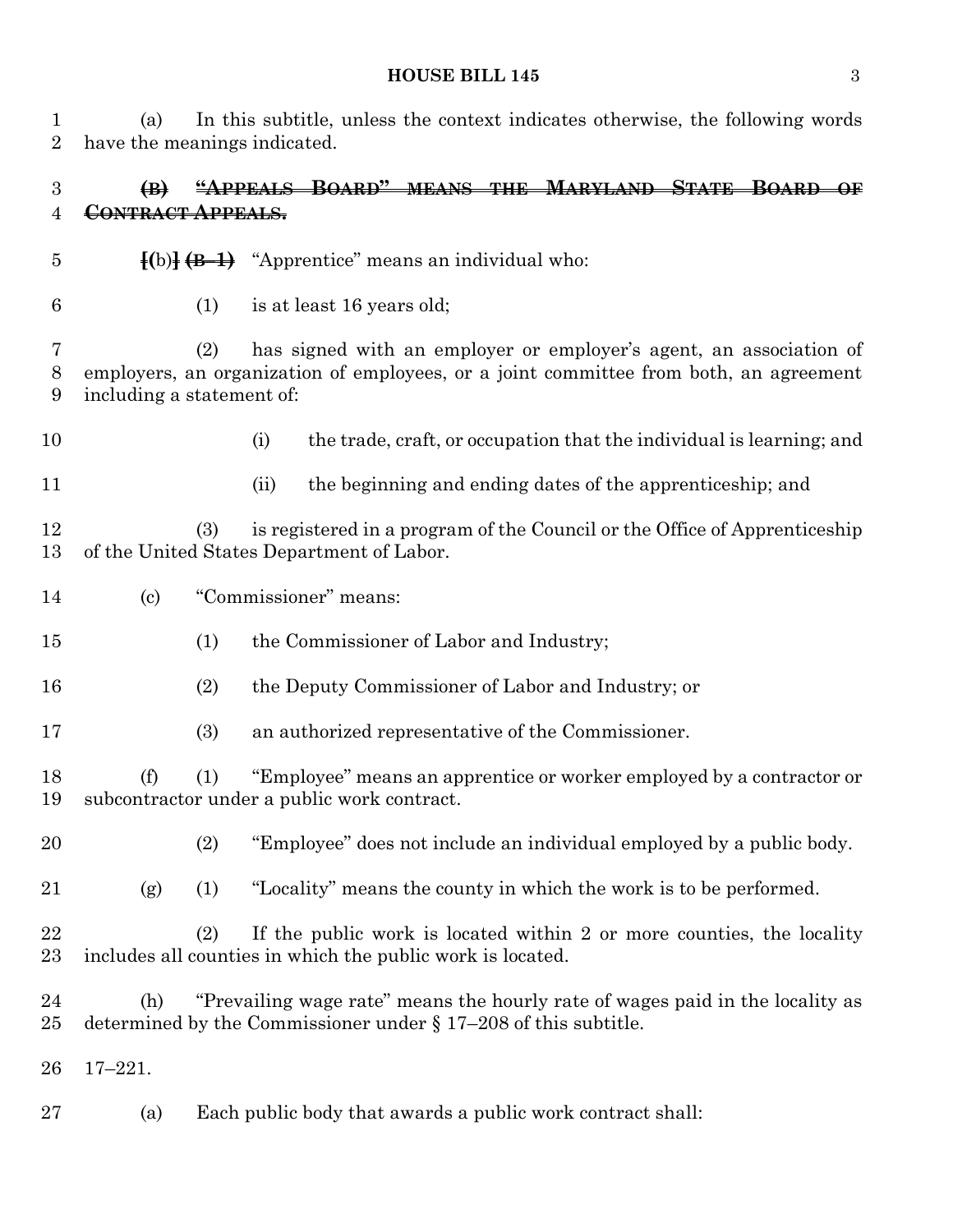(a) In this subtitle, unless the context indicates otherwise, the following words have the meanings indicated.

~~(B) "APPEALS BOARD" MEANS THE MARYLAND STATE BOARD OF CONTRACT APPEALS.~~

[(b)] ~~(B–1)~~ "Apprentice" means an individual who:

(1) is at least 16 years old;

(2) has signed with an employer or employer's agent, an association of employers, an organization of employees, or a joint committee from both, an agreement including a statement of:

(i) the trade, craft, or occupation that the individual is learning; and

(ii) the beginning and ending dates of the apprenticeship; and

(3) is registered in a program of the Council or the Office of Apprenticeship of the United States Department of Labor.

(c) "Commissioner" means:

(1) the Commissioner of Labor and Industry;

(2) the Deputy Commissioner of Labor and Industry; or

(3) an authorized representative of the Commissioner.

(f) (1) "Employee" means an apprentice or worker employed by a contractor or subcontractor under a public work contract.

(2) "Employee" does not include an individual employed by a public body.

(g) (1) "Locality" means the county in which the work is to be performed.

(2) If the public work is located within 2 or more counties, the locality includes all counties in which the public work is located.

(h) "Prevailing wage rate" means the hourly rate of wages paid in the locality as determined by the Commissioner under § 17–208 of this subtitle.

17–221.

(a) Each public body that awards a public work contract shall: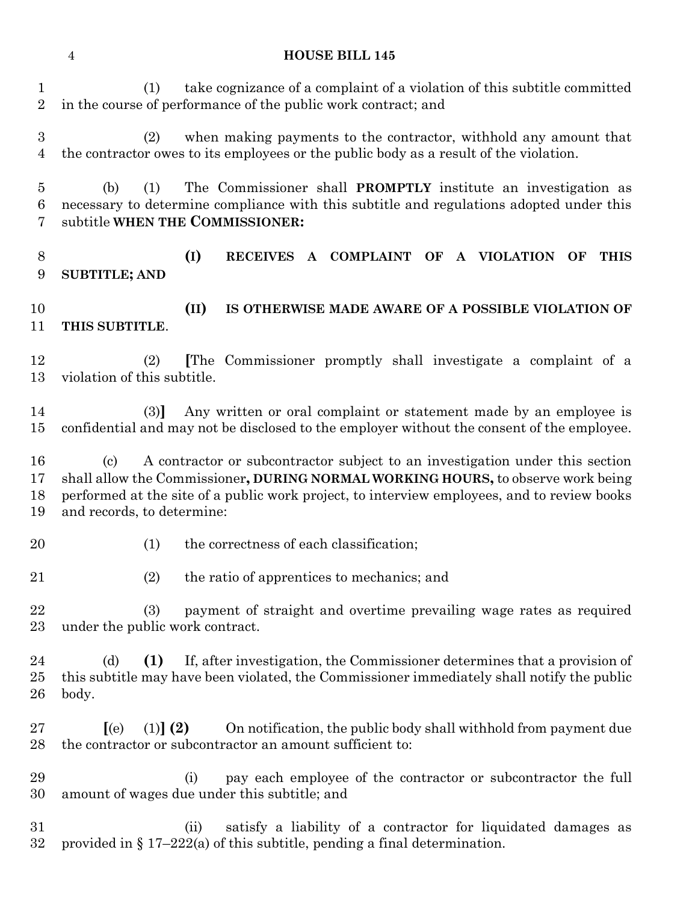(1) take cognizance of a complaint of a violation of this subtitle committed in the course of performance of the public work contract; and

(2) when making payments to the contractor, withhold any amount that the contractor owes to its employees or the public body as a result of the violation.

(b) (1) The Commissioner shall **PROMPTLY** institute an investigation as necessary to determine compliance with this subtitle and regulations adopted under this subtitle **WHEN THE COMMISSIONER:**

**(I) RECEIVES A COMPLAINT OF A VIOLATION OF THIS SUBTITLE; AND**

**(II) IS OTHERWISE MADE AWARE OF A POSSIBLE VIOLATION OF THIS SUBTITLE**.

(2) **[**The Commissioner promptly shall investigate a complaint of a violation of this subtitle.

(3)**]** Any written or oral complaint or statement made by an employee is confidential and may not be disclosed to the employer without the consent of the employee.

(c) A contractor or subcontractor subject to an investigation under this section shall allow the Commissioner**, DURING NORMAL WORKING HOURS,** to observe work being performed at the site of a public work project, to interview employees, and to review books and records, to determine:

(1) the correctness of each classification;

(2) the ratio of apprentices to mechanics; and

(3) payment of straight and overtime prevailing wage rates as required under the public work contract.

(d) **(1)** If, after investigation, the Commissioner determines that a provision of this subtitle may have been violated, the Commissioner immediately shall notify the public body.

**[**(e) (1)**] (2)** On notification, the public body shall withhold from payment due the contractor or subcontractor an amount sufficient to:

(i) pay each employee of the contractor or subcontractor the full amount of wages due under this subtitle; and

(ii) satisfy a liability of a contractor for liquidated damages as provided in § 17–222(a) of this subtitle, pending a final determination.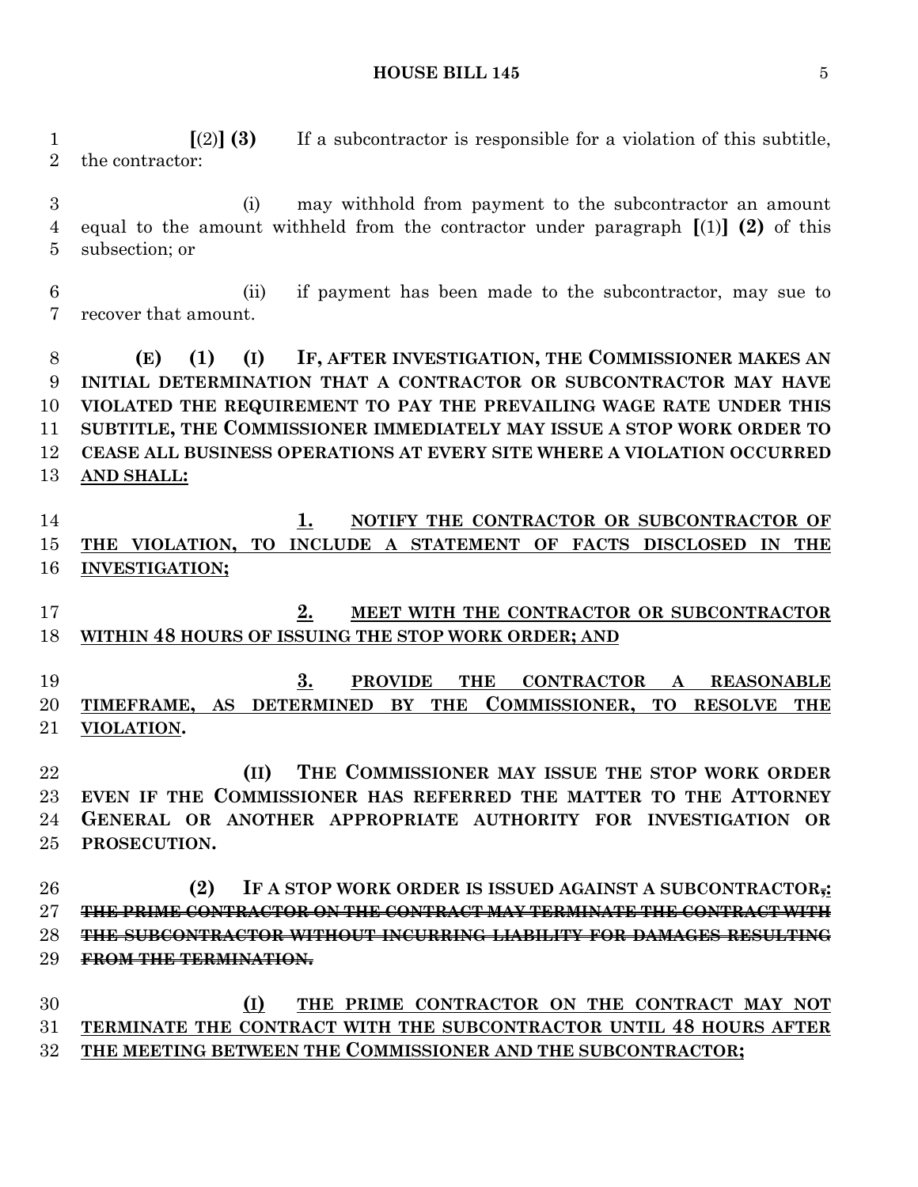[(2)] **(3)** If a subcontractor is responsible for a violation of this subtitle, the contractor:

(i) may withhold from payment to the subcontractor an amount equal to the amount withheld from the contractor under paragraph [(1)] **(2)** of this subsection; or

(ii) if payment has been made to the subcontractor, may sue to recover that amount.

**(E) (1) (I) IF, AFTER INVESTIGATION, THE COMMISSIONER MAKES AN INITIAL DETERMINATION THAT A CONTRACTOR OR SUBCONTRACTOR MAY HAVE VIOLATED THE REQUIREMENT TO PAY THE PREVAILING WAGE RATE UNDER THIS SUBTITLE, THE COMMISSIONER IMMEDIATELY MAY ISSUE A STOP WORK ORDER TO CEASE ALL BUSINESS OPERATIONS AT EVERY SITE WHERE A VIOLATION OCCURRED AND SHALL:**

**1. NOTIFY THE CONTRACTOR OR SUBCONTRACTOR OF THE VIOLATION, TO INCLUDE A STATEMENT OF FACTS DISCLOSED IN THE INVESTIGATION;**

**2. MEET WITH THE CONTRACTOR OR SUBCONTRACTOR WITHIN 48 HOURS OF ISSUING THE STOP WORK ORDER; AND**

**3. PROVIDE THE CONTRACTOR A REASONABLE TIMEFRAME, AS DETERMINED BY THE COMMISSIONER, TO RESOLVE THE VIOLATION.**

**(II) THE COMMISSIONER MAY ISSUE THE STOP WORK ORDER EVEN IF THE COMMISSIONER HAS REFERRED THE MATTER TO THE ATTORNEY GENERAL OR ANOTHER APPROPRIATE AUTHORITY FOR INVESTIGATION OR PROSECUTION.**

**(2) IF A STOP WORK ORDER IS ISSUED AGAINST A SUBCONTRACTOR~~,~~: ~~THE PRIME CONTRACTOR ON THE CONTRACT MAY TERMINATE THE CONTRACT WITH THE SUBCONTRACTOR WITHOUT INCURRING LIABILITY FOR DAMAGES RESULTING FROM THE TERMINATION.~~**

**(I) THE PRIME CONTRACTOR ON THE CONTRACT MAY NOT TERMINATE THE CONTRACT WITH THE SUBCONTRACTOR UNTIL 48 HOURS AFTER THE MEETING BETWEEN THE COMMISSIONER AND THE SUBCONTRACTOR;**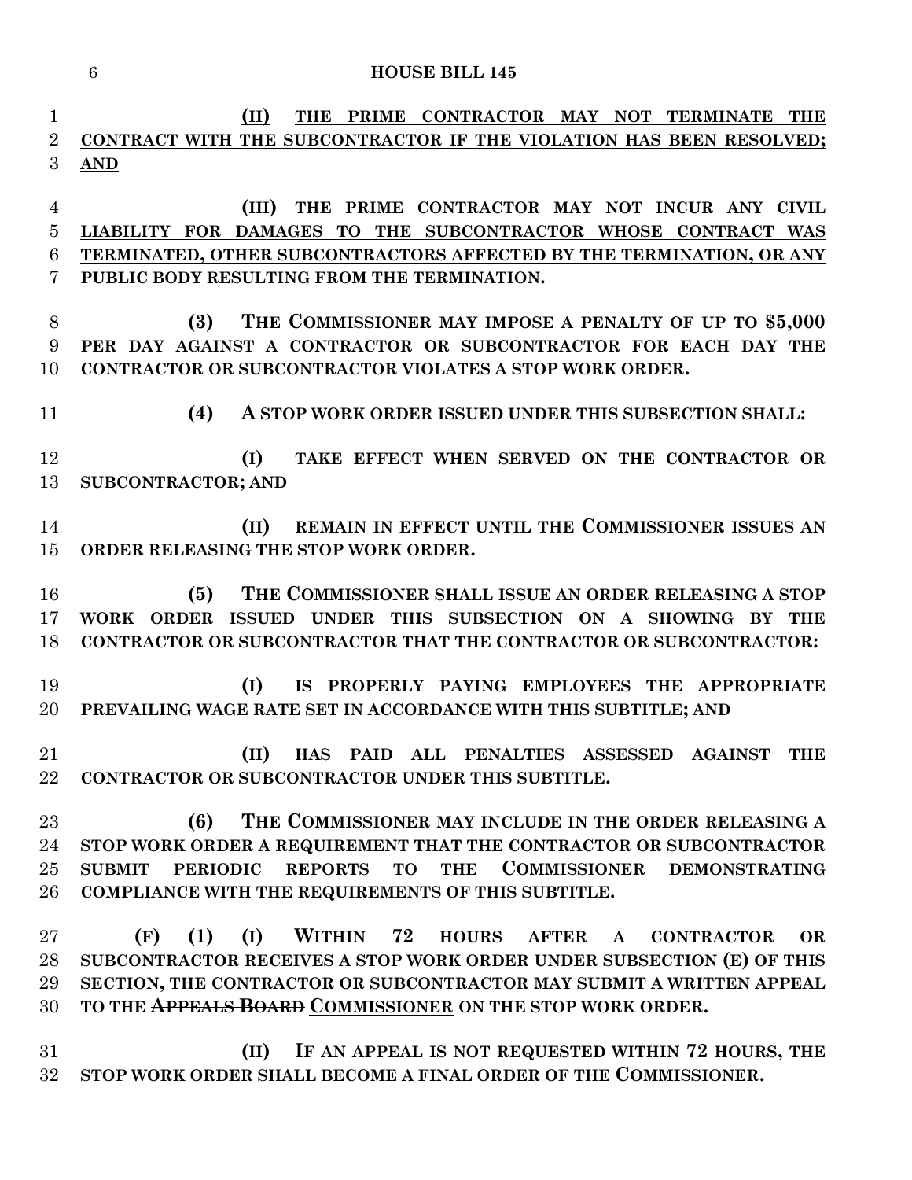**(II) THE PRIME CONTRACTOR MAY NOT TERMINATE THE CONTRACT WITH THE SUBCONTRACTOR IF THE VIOLATION HAS BEEN RESOLVED; AND**

**(III) THE PRIME CONTRACTOR MAY NOT INCUR ANY CIVIL LIABILITY FOR DAMAGES TO THE SUBCONTRACTOR WHOSE CONTRACT WAS TERMINATED, OTHER SUBCONTRACTORS AFFECTED BY THE TERMINATION, OR ANY PUBLIC BODY RESULTING FROM THE TERMINATION.**

**(3) THE COMMISSIONER MAY IMPOSE A PENALTY OF UP TO $5,000 PER DAY AGAINST A CONTRACTOR OR SUBCONTRACTOR FOR EACH DAY THE CONTRACTOR OR SUBCONTRACTOR VIOLATES A STOP WORK ORDER.**

**(4) A STOP WORK ORDER ISSUED UNDER THIS SUBSECTION SHALL:**

**(I) TAKE EFFECT WHEN SERVED ON THE CONTRACTOR OR SUBCONTRACTOR; AND**

**(II) REMAIN IN EFFECT UNTIL THE COMMISSIONER ISSUES AN ORDER RELEASING THE STOP WORK ORDER.**

**(5) THE COMMISSIONER SHALL ISSUE AN ORDER RELEASING A STOP WORK ORDER ISSUED UNDER THIS SUBSECTION ON A SHOWING BY THE CONTRACTOR OR SUBCONTRACTOR THAT THE CONTRACTOR OR SUBCONTRACTOR:**

**(I) IS PROPERLY PAYING EMPLOYEES THE APPROPRIATE PREVAILING WAGE RATE SET IN ACCORDANCE WITH THIS SUBTITLE; AND**

**(II) HAS PAID ALL PENALTIES ASSESSED AGAINST THE CONTRACTOR OR SUBCONTRACTOR UNDER THIS SUBTITLE.**

**(6) THE COMMISSIONER MAY INCLUDE IN THE ORDER RELEASING A STOP WORK ORDER A REQUIREMENT THAT THE CONTRACTOR OR SUBCONTRACTOR SUBMIT PERIODIC REPORTS TO THE COMMISSIONER DEMONSTRATING COMPLIANCE WITH THE REQUIREMENTS OF THIS SUBTITLE.**

**(F) (1) (I) WITHIN 72 HOURS AFTER A CONTRACTOR OR SUBCONTRACTOR RECEIVES A STOP WORK ORDER UNDER SUBSECTION (E) OF THIS SECTION, THE CONTRACTOR OR SUBCONTRACTOR MAY SUBMIT A WRITTEN APPEAL TO THE ~~APPEALS BOARD~~ COMMISSIONER ON THE STOP WORK ORDER.**

**(II) IF AN APPEAL IS NOT REQUESTED WITHIN 72 HOURS, THE STOP WORK ORDER SHALL BECOME A FINAL ORDER OF THE COMMISSIONER.**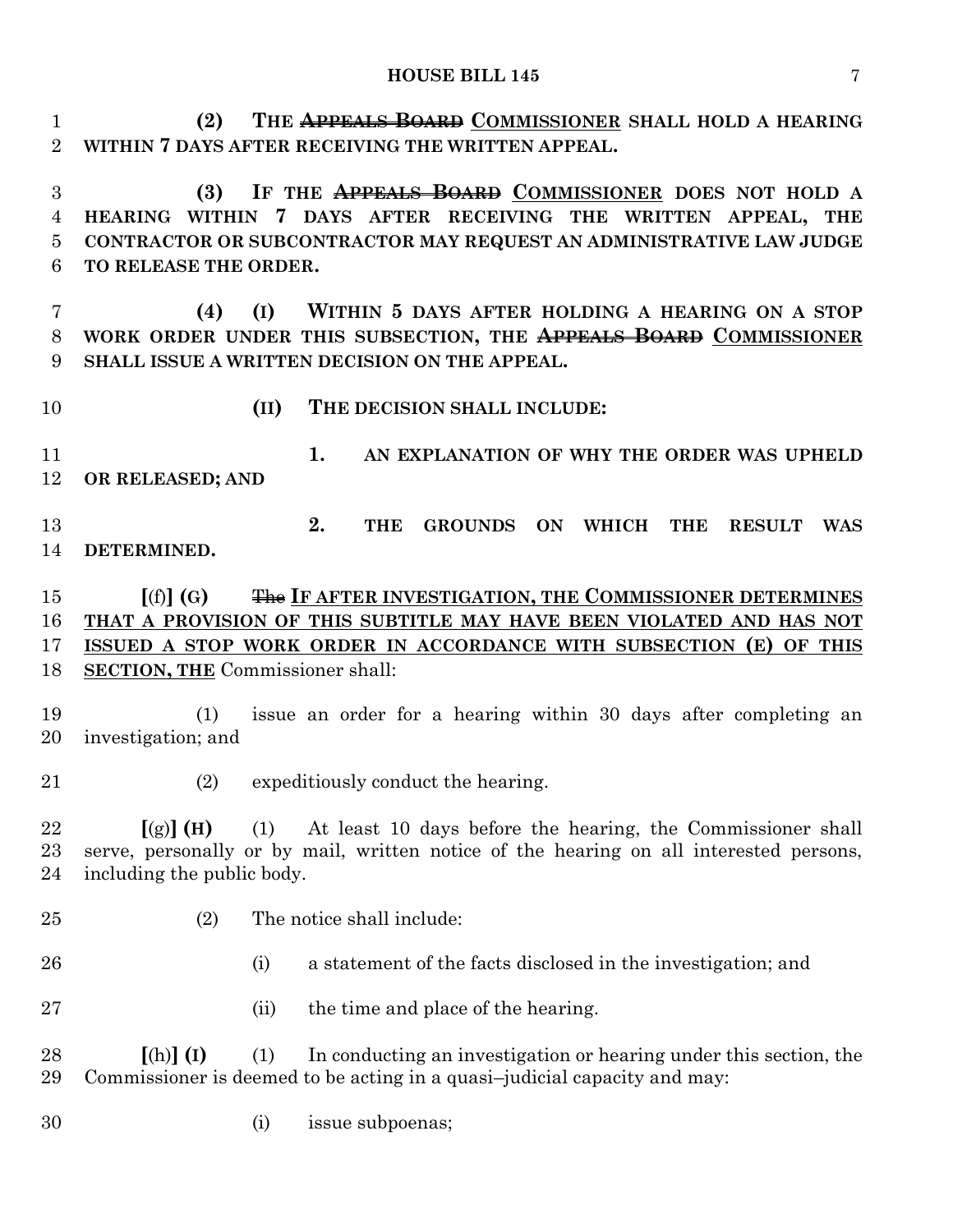**(2) THE ~~APPEALS BOARD~~ COMMISSIONER SHALL HOLD A HEARING WITHIN 7 DAYS AFTER RECEIVING THE WRITTEN APPEAL.**

**(3) IF THE ~~APPEALS BOARD~~ COMMISSIONER DOES NOT HOLD A HEARING WITHIN 7 DAYS AFTER RECEIVING THE WRITTEN APPEAL, THE CONTRACTOR OR SUBCONTRACTOR MAY REQUEST AN ADMINISTRATIVE LAW JUDGE TO RELEASE THE ORDER.**

**(4) (I) WITHIN 5 DAYS AFTER HOLDING A HEARING ON A STOP WORK ORDER UNDER THIS SUBSECTION, THE ~~APPEALS BOARD~~ COMMISSIONER SHALL ISSUE A WRITTEN DECISION ON THE APPEAL.**

**(II) THE DECISION SHALL INCLUDE:**

**1. AN EXPLANATION OF WHY THE ORDER WAS UPHELD OR RELEASED; AND**

**2. THE GROUNDS ON WHICH THE RESULT WAS DETERMINED.**

**[**(f)**] (G)** ~~The~~ **IF AFTER INVESTIGATION, THE COMMISSIONER DETERMINES THAT A PROVISION OF THIS SUBTITLE MAY HAVE BEEN VIOLATED AND HAS NOT ISSUED A STOP WORK ORDER IN ACCORDANCE WITH SUBSECTION (E) OF THIS SECTION, THE** Commissioner shall:

(1) issue an order for a hearing within 30 days after completing an investigation; and

(2) expeditiously conduct the hearing.

**[**(g)**] (H)** (1) At least 10 days before the hearing, the Commissioner shall serve, personally or by mail, written notice of the hearing on all interested persons, including the public body.

(2) The notice shall include:

(i) a statement of the facts disclosed in the investigation; and

(ii) the time and place of the hearing.

**[**(h)**] (I)** (1) In conducting an investigation or hearing under this section, the Commissioner is deemed to be acting in a quasi–judicial capacity and may:

(i) issue subpoenas;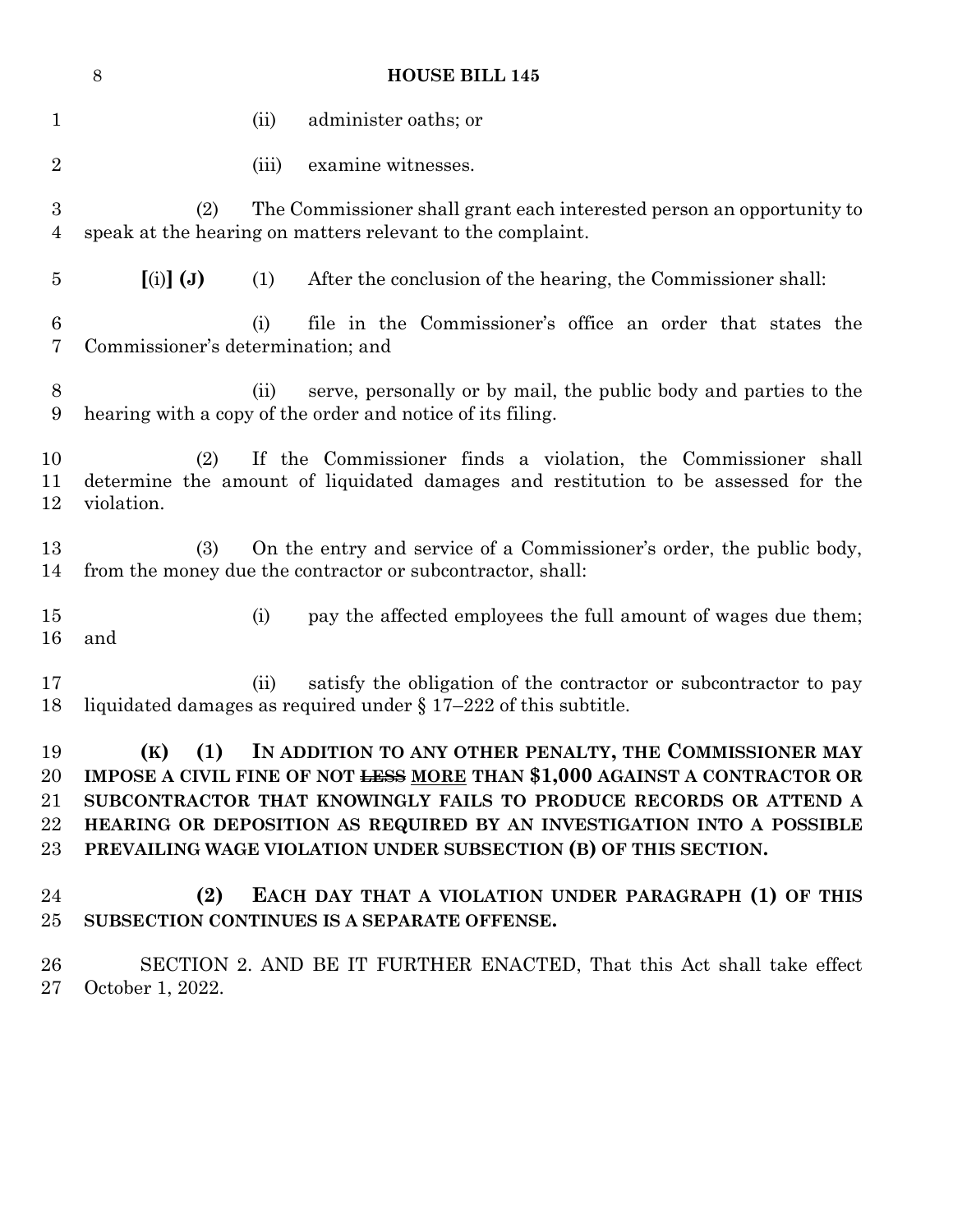(ii) administer oaths; or

(iii) examine witnesses.

(2) The Commissioner shall grant each interested person an opportunity to speak at the hearing on matters relevant to the complaint.

**[**(i)**] (J)** (1) After the conclusion of the hearing, the Commissioner shall:

(i) file in the Commissioner's office an order that states the Commissioner's determination; and

(ii) serve, personally or by mail, the public body and parties to the hearing with a copy of the order and notice of its filing.

(2) If the Commissioner finds a violation, the Commissioner shall determine the amount of liquidated damages and restitution to be assessed for the violation.

(3) On the entry and service of a Commissioner's order, the public body, from the money due the contractor or subcontractor, shall:

(i) pay the affected employees the full amount of wages due them; and

(ii) satisfy the obligation of the contractor or subcontractor to pay liquidated damages as required under § 17–222 of this subtitle.

**(K) (1) IN ADDITION TO ANY OTHER PENALTY, THE COMMISSIONER MAY IMPOSE A CIVIL FINE OF NOT ~~LESS~~ <u>MORE</u> THAN $1,000 AGAINST A CONTRACTOR OR SUBCONTRACTOR THAT KNOWINGLY FAILS TO PRODUCE RECORDS OR ATTEND A HEARING OR DEPOSITION AS REQUIRED BY AN INVESTIGATION INTO A POSSIBLE PREVAILING WAGE VIOLATION UNDER SUBSECTION (B) OF THIS SECTION.**

**(2) EACH DAY THAT A VIOLATION UNDER PARAGRAPH (1) OF THIS SUBSECTION CONTINUES IS A SEPARATE OFFENSE.**

SECTION 2. AND BE IT FURTHER ENACTED, That this Act shall take effect October 1, 2022.